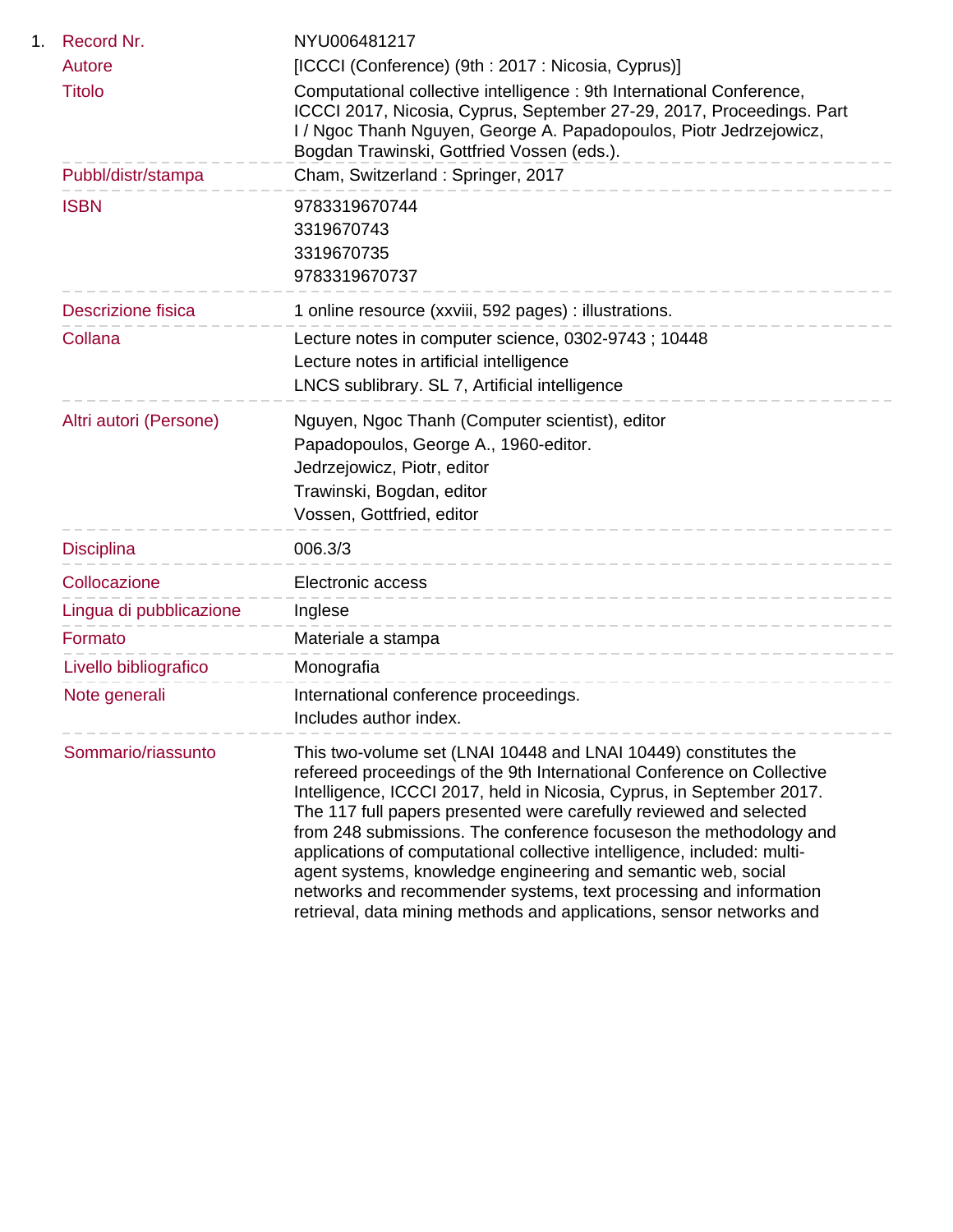1. Record Nr. NYU006481217

| | |
|---|---|
| Autore | [ICCCI (Conference) (9th : 2017 : Nicosia, Cyprus)] |
| Titolo | Computational collective intelligence : 9th International Conference, ICCCI 2017, Nicosia, Cyprus, September 27-29, 2017, Proceedings. Part I / Ngoc Thanh Nguyen, George A. Papadopoulos, Piotr Jedrzejowicz, Bogdan Trawinski, Gottfried Vossen (eds.). |
| Pubbl/distr/stampa | Cham, Switzerland : Springer, 2017 |
| ISBN | 9783319670744<br>3319670743<br>3319670735<br>9783319670737 |
| Descrizione fisica | 1 online resource (xxviii, 592 pages) : illustrations. |
| Collana | Lecture notes in computer science, 0302-9743 ; 10448<br>Lecture notes in artificial intelligence<br>LNCS sublibrary. SL 7, Artificial intelligence |
| Altri autori (Persone) | Nguyen, Ngoc Thanh (Computer scientist), editor<br>Papadopoulos, George A., 1960-editor.<br>Jedrzejowicz, Piotr, editor<br>Trawinski, Bogdan, editor<br>Vossen, Gottfried, editor |
| Disciplina | 006.3/3 |
| Collocazione | Electronic access |
| Lingua di pubblicazione | Inglese |
| Formato | Materiale a stampa |
| Livello bibliografico | Monografia |
| Note generali | International conference proceedings.<br>Includes author index. |
| Sommario/riassunto | This two-volume set (LNAI 10448 and LNAI 10449) constitutes the refereed proceedings of the 9th International Conference on Collective Intelligence, ICCCI 2017, held in Nicosia, Cyprus, in September 2017. The 117 full papers presented were carefully reviewed and selected from 248 submissions. The conference focuseson the methodology and applications of computational collective intelligence, included: multi-agent systems, knowledge engineering and semantic web, social networks and recommender systems, text processing and information retrieval, data mining methods and applications, sensor networks and |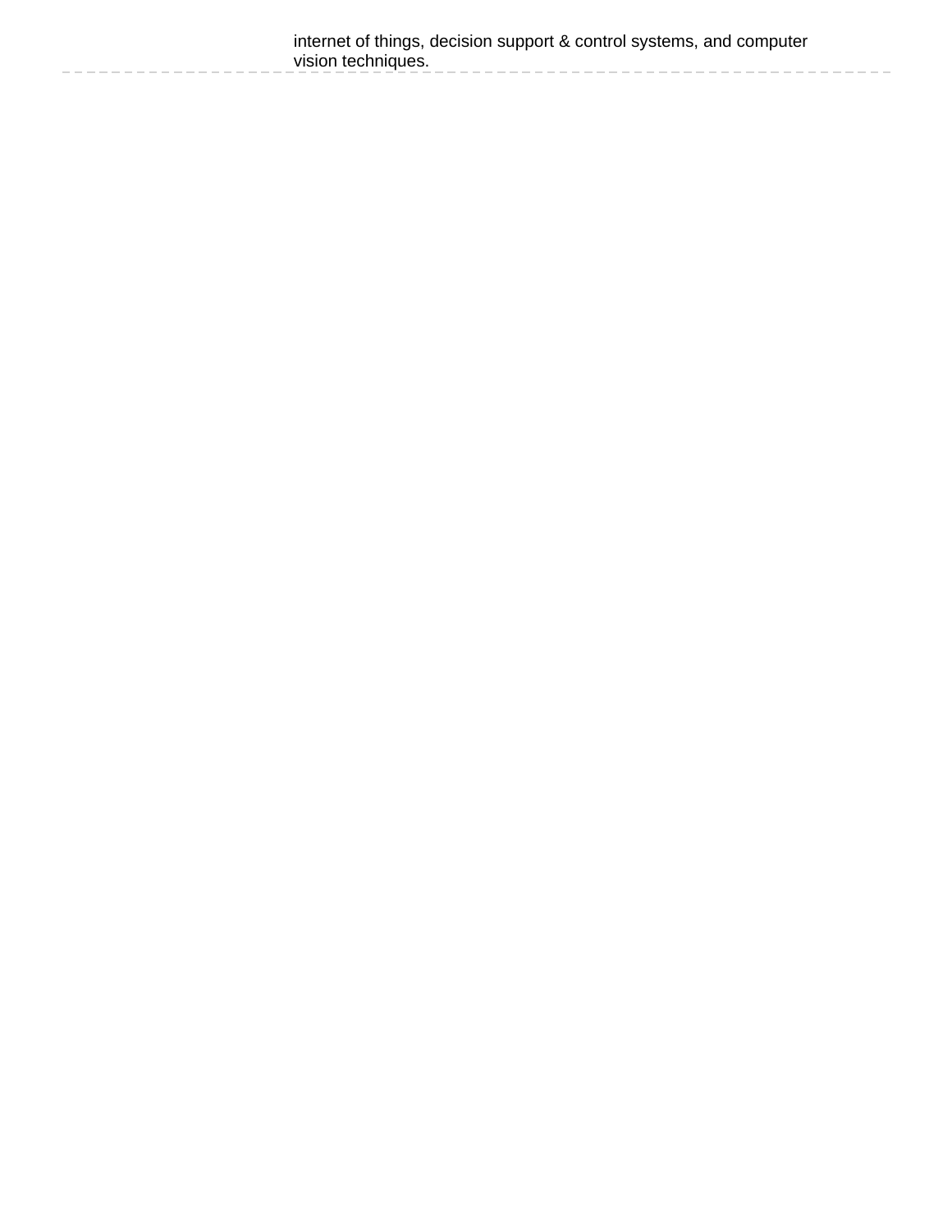internet of things, decision support & control systems, and computer vision techniques.